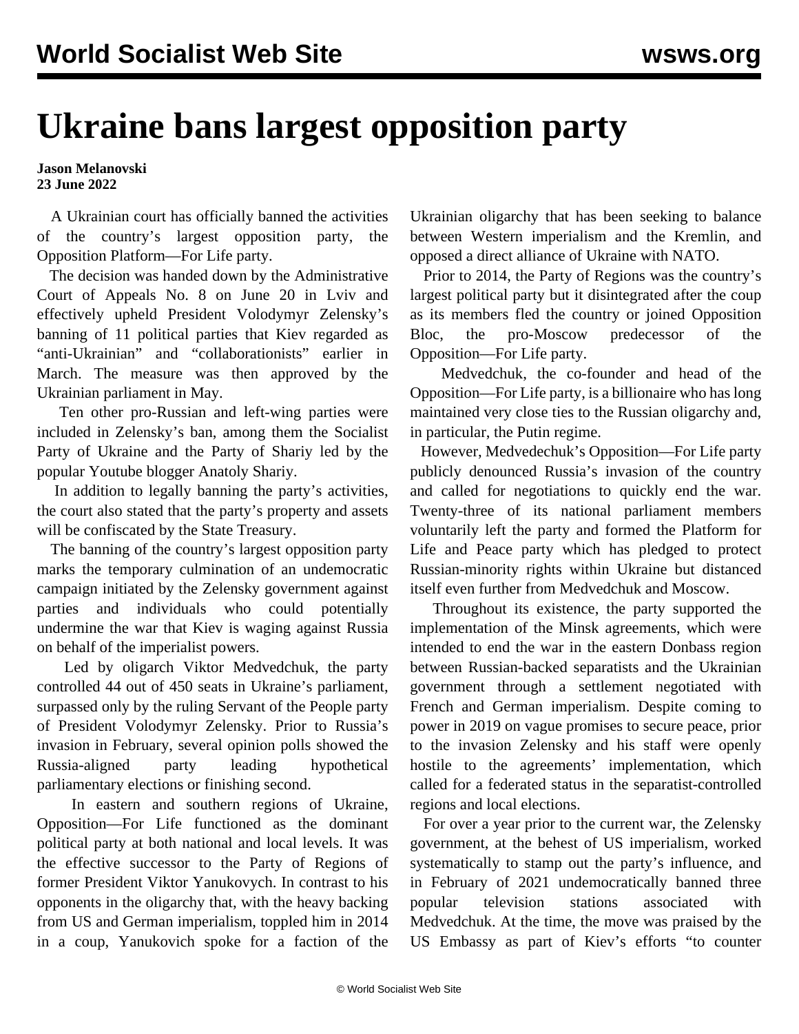# Ukraine bans largest opposition party

**Jason Melanovski**
**23 June 2022**

A Ukrainian court has officially banned the activities of the country's largest opposition party, the Opposition Platform—For Life party.

The decision was handed down by the Administrative Court of Appeals No. 8 on June 20 in Lviv and effectively upheld President Volodymyr Zelensky's banning of 11 political parties that Kiev regarded as "anti-Ukrainian" and "collaborationists" earlier in March. The measure was then approved by the Ukrainian parliament in May.

Ten other pro-Russian and left-wing parties were included in Zelensky's ban, among them the Socialist Party of Ukraine and the Party of Shariy led by the popular Youtube blogger Anatoly Shariy.

In addition to legally banning the party's activities, the court also stated that the party's property and assets will be confiscated by the State Treasury.

The banning of the country's largest opposition party marks the temporary culmination of an undemocratic campaign initiated by the Zelensky government against parties and individuals who could potentially undermine the war that Kiev is waging against Russia on behalf of the imperialist powers.

Led by oligarch Viktor Medvedchuk, the party controlled 44 out of 450 seats in Ukraine's parliament, surpassed only by the ruling Servant of the People party of President Volodymyr Zelensky. Prior to Russia's invasion in February, several opinion polls showed the Russia-aligned party leading hypothetical parliamentary elections or finishing second.

In eastern and southern regions of Ukraine, Opposition—For Life functioned as the dominant political party at both national and local levels. It was the effective successor to the Party of Regions of former President Viktor Yanukovych. In contrast to his opponents in the oligarchy that, with the heavy backing from US and German imperialism, toppled him in 2014 in a coup, Yanukovich spoke for a faction of the Ukrainian oligarchy that has been seeking to balance between Western imperialism and the Kremlin, and opposed a direct alliance of Ukraine with NATO.

Prior to 2014, the Party of Regions was the country's largest political party but it disintegrated after the coup as its members fled the country or joined Opposition Bloc, the pro-Moscow predecessor of the Opposition—For Life party.

Medvedchuk, the co-founder and head of the Opposition—For Life party, is a billionaire who has long maintained very close ties to the Russian oligarchy and, in particular, the Putin regime.

However, Medvedechuk's Opposition—For Life party publicly denounced Russia's invasion of the country and called for negotiations to quickly end the war. Twenty-three of its national parliament members voluntarily left the party and formed the Platform for Life and Peace party which has pledged to protect Russian-minority rights within Ukraine but distanced itself even further from Medvedchuk and Moscow.

Throughout its existence, the party supported the implementation of the Minsk agreements, which were intended to end the war in the eastern Donbass region between Russian-backed separatists and the Ukrainian government through a settlement negotiated with French and German imperialism. Despite coming to power in 2019 on vague promises to secure peace, prior to the invasion Zelensky and his staff were openly hostile to the agreements' implementation, which called for a federated status in the separatist-controlled regions and local elections.

For over a year prior to the current war, the Zelensky government, at the behest of US imperialism, worked systematically to stamp out the party's influence, and in February of 2021 undemocratically banned three popular television stations associated with Medvedchuk. At the time, the move was praised by the US Embassy as part of Kiev's efforts "to counter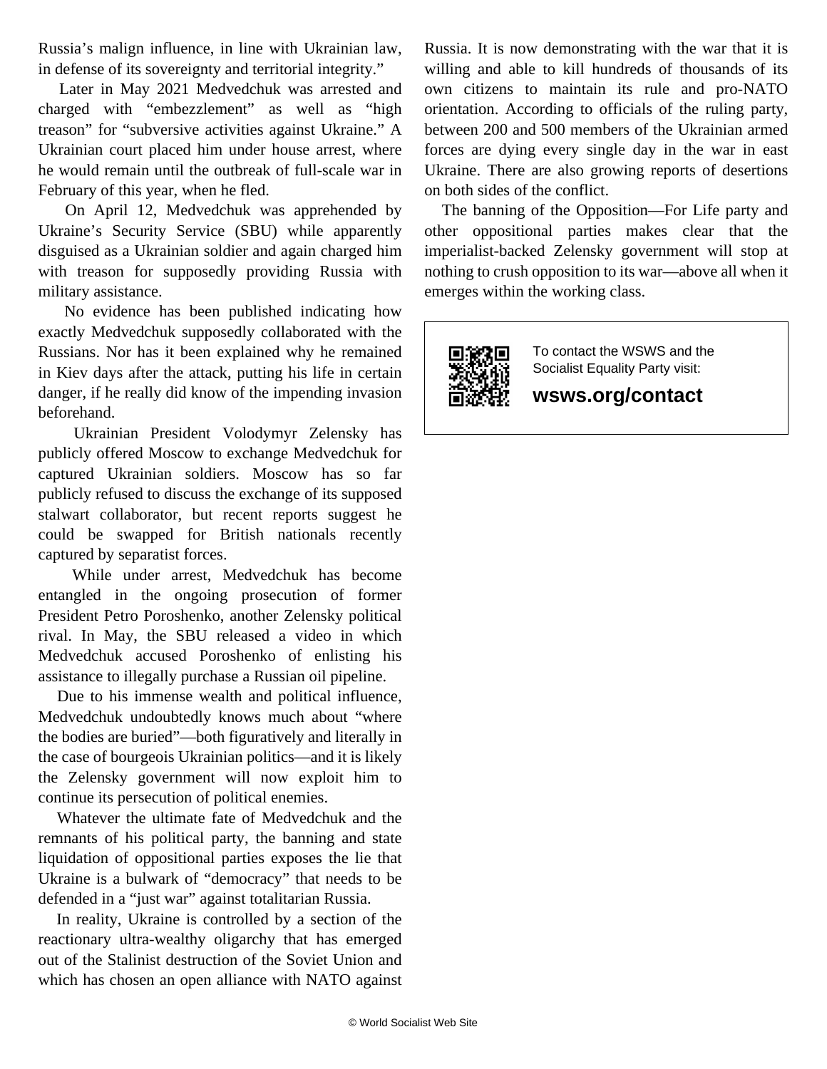Russia's malign influence, in line with Ukrainian law, in defense of its sovereignty and territorial integrity."

Later in May 2021 Medvedchuk was arrested and charged with "embezzlement" as well as "high treason" for "subversive activities against Ukraine." A Ukrainian court placed him under house arrest, where he would remain until the outbreak of full-scale war in February of this year, when he fled.

On April 12, Medvedchuk was apprehended by Ukraine's Security Service (SBU) while apparently disguised as a Ukrainian soldier and again charged him with treason for supposedly providing Russia with military assistance.

No evidence has been published indicating how exactly Medvedchuk supposedly collaborated with the Russians. Nor has it been explained why he remained in Kiev days after the attack, putting his life in certain danger, if he really did know of the impending invasion beforehand.

Ukrainian President Volodymyr Zelensky has publicly offered Moscow to exchange Medvedchuk for captured Ukrainian soldiers. Moscow has so far publicly refused to discuss the exchange of its supposed stalwart collaborator, but recent reports suggest he could be swapped for British nationals recently captured by separatist forces.

While under arrest, Medvedchuk has become entangled in the ongoing prosecution of former President Petro Poroshenko, another Zelensky political rival. In May, the SBU released a video in which Medvedchuk accused Poroshenko of enlisting his assistance to illegally purchase a Russian oil pipeline.

Due to his immense wealth and political influence, Medvedchuk undoubtedly knows much about "where the bodies are buried"—both figuratively and literally in the case of bourgeois Ukrainian politics—and it is likely the Zelensky government will now exploit him to continue its persecution of political enemies.

Whatever the ultimate fate of Medvedchuk and the remnants of his political party, the banning and state liquidation of oppositional parties exposes the lie that Ukraine is a bulwark of "democracy" that needs to be defended in a "just war" against totalitarian Russia.

In reality, Ukraine is controlled by a section of the reactionary ultra-wealthy oligarchy that has emerged out of the Stalinist destruction of the Soviet Union and which has chosen an open alliance with NATO against Russia. It is now demonstrating with the war that it is willing and able to kill hundreds of thousands of its own citizens to maintain its rule and pro-NATO orientation. According to officials of the ruling party, between 200 and 500 members of the Ukrainian armed forces are dying every single day in the war in east Ukraine. There are also growing reports of desertions on both sides of the conflict.

The banning of the Opposition—For Life party and other oppositional parties makes clear that the imperialist-backed Zelensky government will stop at nothing to crush opposition to its war—above all when it emerges within the working class.

To contact the WSWS and the Socialist Equality Party visit:

**wsws.org/contact**